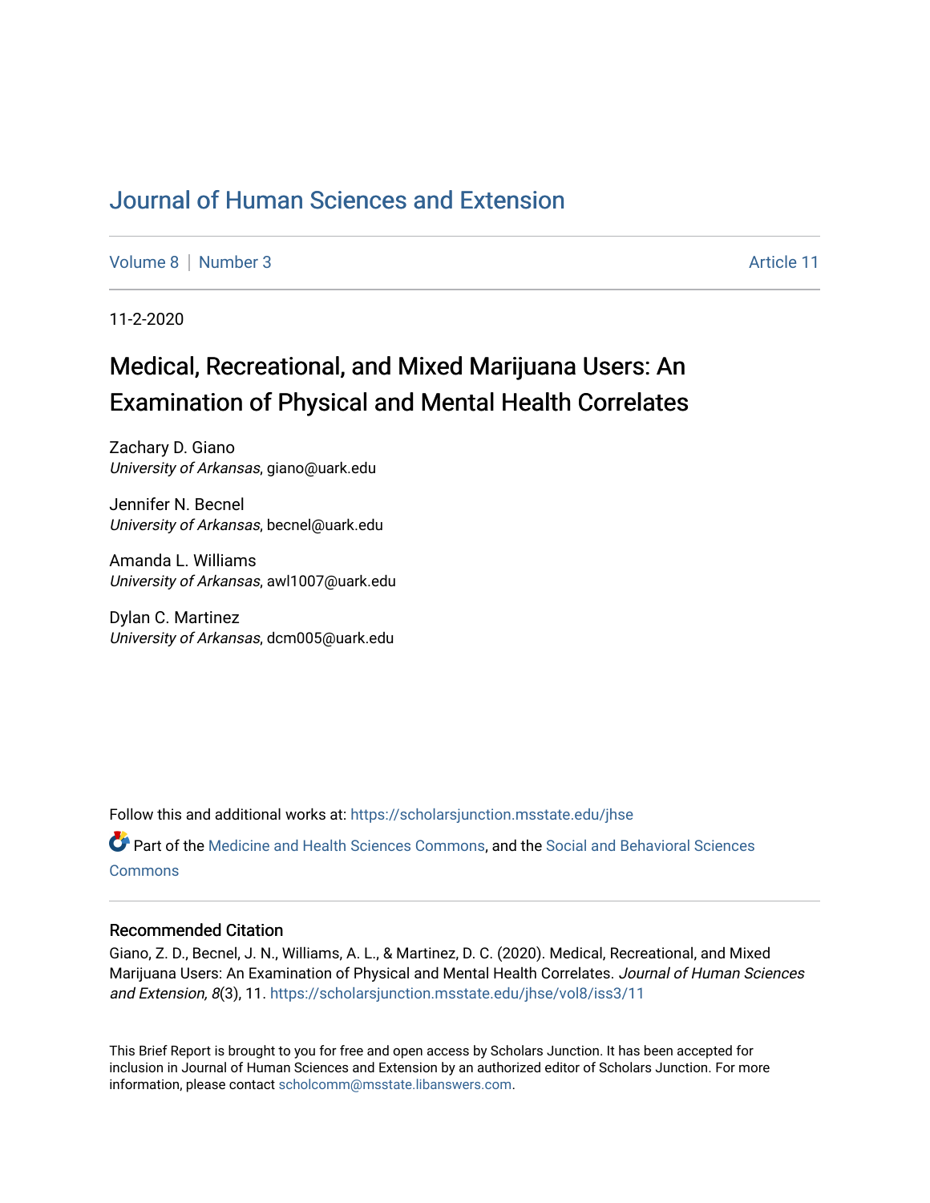# Journal of Human Sciences and Extension

Volume 8 | Number 3 Article 11

11-2-2020

## Medical, Recreational, and Mixed Marijuana Users: An Examination of Physical and Mental Health Correlates

Zachary D. Giano
*University of Arkansas*, giano@uark.edu

Jennifer N. Becnel
*University of Arkansas*, becnel@uark.edu

Amanda L. Williams
*University of Arkansas*, awl1007@uark.edu

Dylan C. Martinez
*University of Arkansas*, dcm005@uark.edu

Follow this and additional works at: https://scholarsjunction.msstate.edu/jhse

Part of the Medicine and Health Sciences Commons, and the Social and Behavioral Sciences Commons

### Recommended Citation

Giano, Z. D., Becnel, J. N., Williams, A. L., & Martinez, D. C. (2020). Medical, Recreational, and Mixed Marijuana Users: An Examination of Physical and Mental Health Correlates. *Journal of Human Sciences and Extension, 8*(3), 11. https://scholarsjunction.msstate.edu/jhse/vol8/iss3/11

This Brief Report is brought to you for free and open access by Scholars Junction. It has been accepted for inclusion in Journal of Human Sciences and Extension by an authorized editor of Scholars Junction. For more information, please contact scholcomm@msstate.libanswers.com.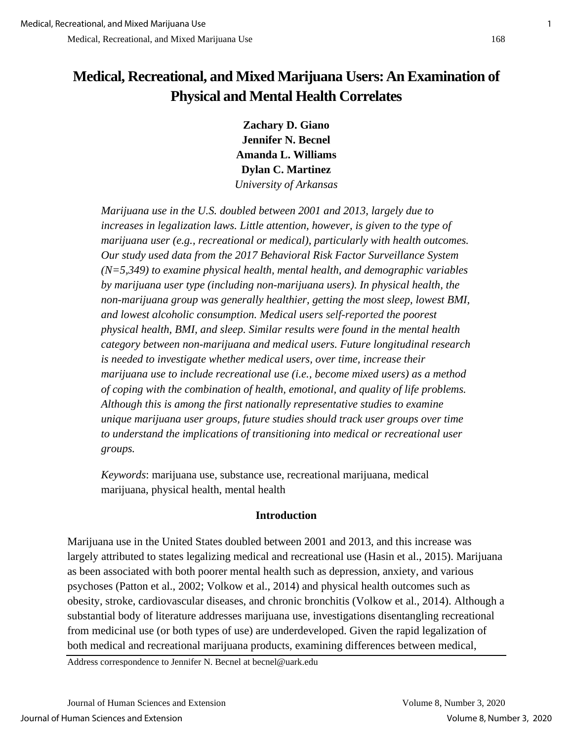# Medical, Recreational, and Mixed Marijuana Users: An Examination of Physical and Mental Health Correlates

**Zachary D. Giano**
**Jennifer N. Becnel**
**Amanda L. Williams**
**Dylan C. Martinez**
*University of Arkansas*

*Marijuana use in the U.S. doubled between 2001 and 2013, largely due to increases in legalization laws. Little attention, however, is given to the type of marijuana user (e.g., recreational or medical), particularly with health outcomes. Our study used data from the 2017 Behavioral Risk Factor Surveillance System (N=5,349) to examine physical health, mental health, and demographic variables by marijuana user type (including non-marijuana users). In physical health, the non-marijuana group was generally healthier, getting the most sleep, lowest BMI, and lowest alcoholic consumption. Medical users self-reported the poorest physical health, BMI, and sleep. Similar results were found in the mental health category between non-marijuana and medical users. Future longitudinal research is needed to investigate whether medical users, over time, increase their marijuana use to include recreational use (i.e., become mixed users) as a method of coping with the combination of health, emotional, and quality of life problems. Although this is among the first nationally representative studies to examine unique marijuana user groups, future studies should track user groups over time to understand the implications of transitioning into medical or recreational user groups.*

*Keywords*: marijuana use, substance use, recreational marijuana, medical marijuana, physical health, mental health

## Introduction

Marijuana use in the United States doubled between 2001 and 2013, and this increase was largely attributed to states legalizing medical and recreational use (Hasin et al., 2015). Marijuana as been associated with both poorer mental health such as depression, anxiety, and various psychoses (Patton et al., 2002; Volkow et al., 2014) and physical health outcomes such as obesity, stroke, cardiovascular diseases, and chronic bronchitis (Volkow et al., 2014). Although a substantial body of literature addresses marijuana use, investigations disentangling recreational from medicinal use (or both types of use) are underdeveloped. Given the rapid legalization of both medical and recreational marijuana products, examining differences between medical,

Address correspondence to Jennifer N. Becnel at becnel@uark.edu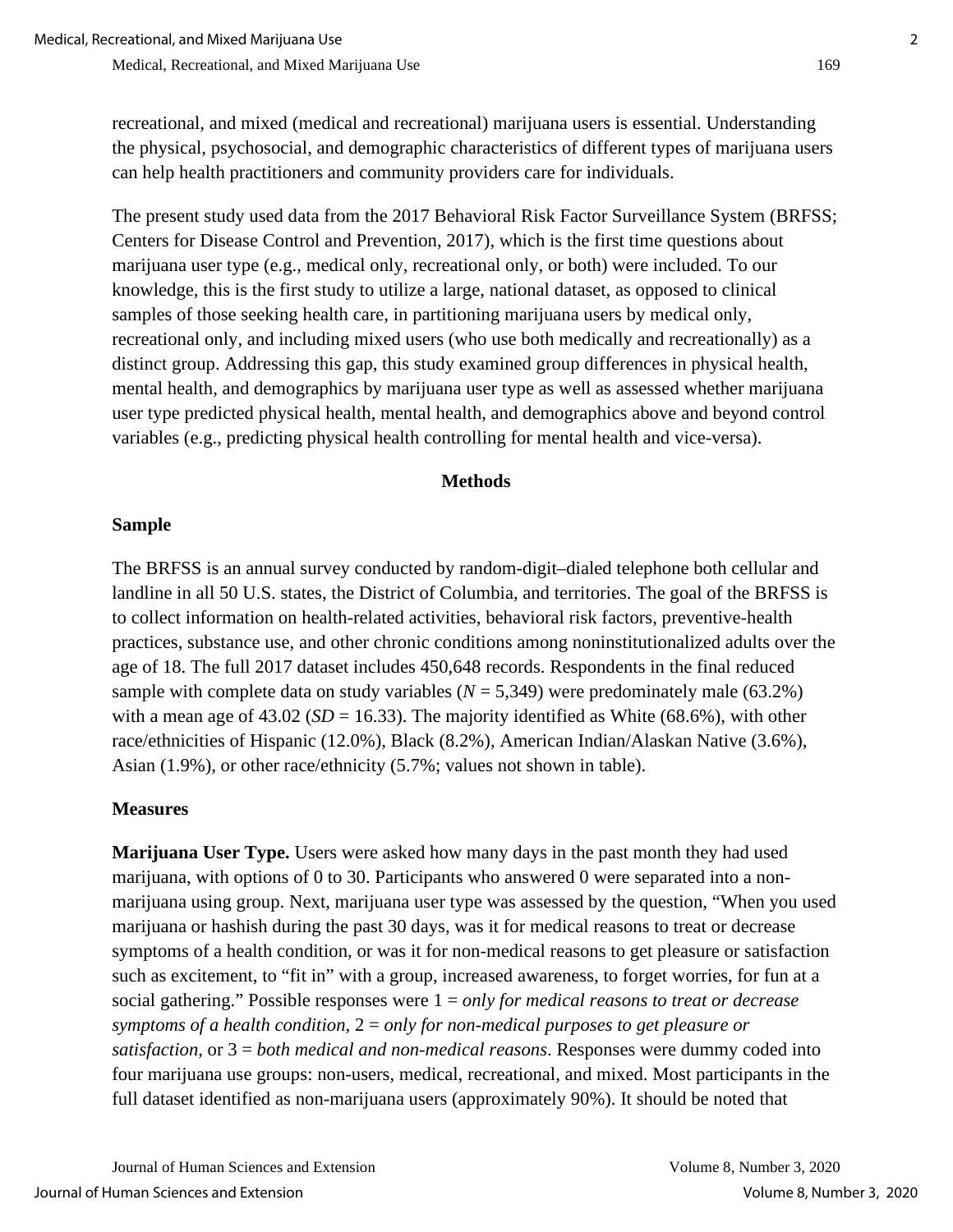recreational, and mixed (medical and recreational) marijuana users is essential. Understanding the physical, psychosocial, and demographic characteristics of different types of marijuana users can help health practitioners and community providers care for individuals.

The present study used data from the 2017 Behavioral Risk Factor Surveillance System (BRFSS; Centers for Disease Control and Prevention, 2017), which is the first time questions about marijuana user type (e.g., medical only, recreational only, or both) were included. To our knowledge, this is the first study to utilize a large, national dataset, as opposed to clinical samples of those seeking health care, in partitioning marijuana users by medical only, recreational only, and including mixed users (who use both medically and recreationally) as a distinct group. Addressing this gap, this study examined group differences in physical health, mental health, and demographics by marijuana user type as well as assessed whether marijuana user type predicted physical health, mental health, and demographics above and beyond control variables (e.g., predicting physical health controlling for mental health and vice-versa).

## Methods

### Sample

The BRFSS is an annual survey conducted by random-digit–dialed telephone both cellular and landline in all 50 U.S. states, the District of Columbia, and territories. The goal of the BRFSS is to collect information on health-related activities, behavioral risk factors, preventive-health practices, substance use, and other chronic conditions among noninstitutionalized adults over the age of 18. The full 2017 dataset includes 450,648 records. Respondents in the final reduced sample with complete data on study variables ($N$ = 5,349) were predominately male (63.2%) with a mean age of 43.02 ($SD$ = 16.33). The majority identified as White (68.6%), with other race/ethnicities of Hispanic (12.0%), Black (8.2%), American Indian/Alaskan Native (3.6%), Asian (1.9%), or other race/ethnicity (5.7%; values not shown in table).

### Measures

**Marijuana User Type.** Users were asked how many days in the past month they had used marijuana, with options of 0 to 30. Participants who answered 0 were separated into a non-marijuana using group. Next, marijuana user type was assessed by the question, "When you used marijuana or hashish during the past 30 days, was it for medical reasons to treat or decrease symptoms of a health condition, or was it for non-medical reasons to get pleasure or satisfaction such as excitement, to "fit in" with a group, increased awareness, to forget worries, for fun at a social gathering." Possible responses were 1 = *only for medical reasons to treat or decrease symptoms of a health condition*, 2 = *only for non-medical purposes to get pleasure or satisfaction*, or 3 = *both medical and non-medical reasons*. Responses were dummy coded into four marijuana use groups: non-users, medical, recreational, and mixed. Most participants in the full dataset identified as non-marijuana users (approximately 90%). It should be noted that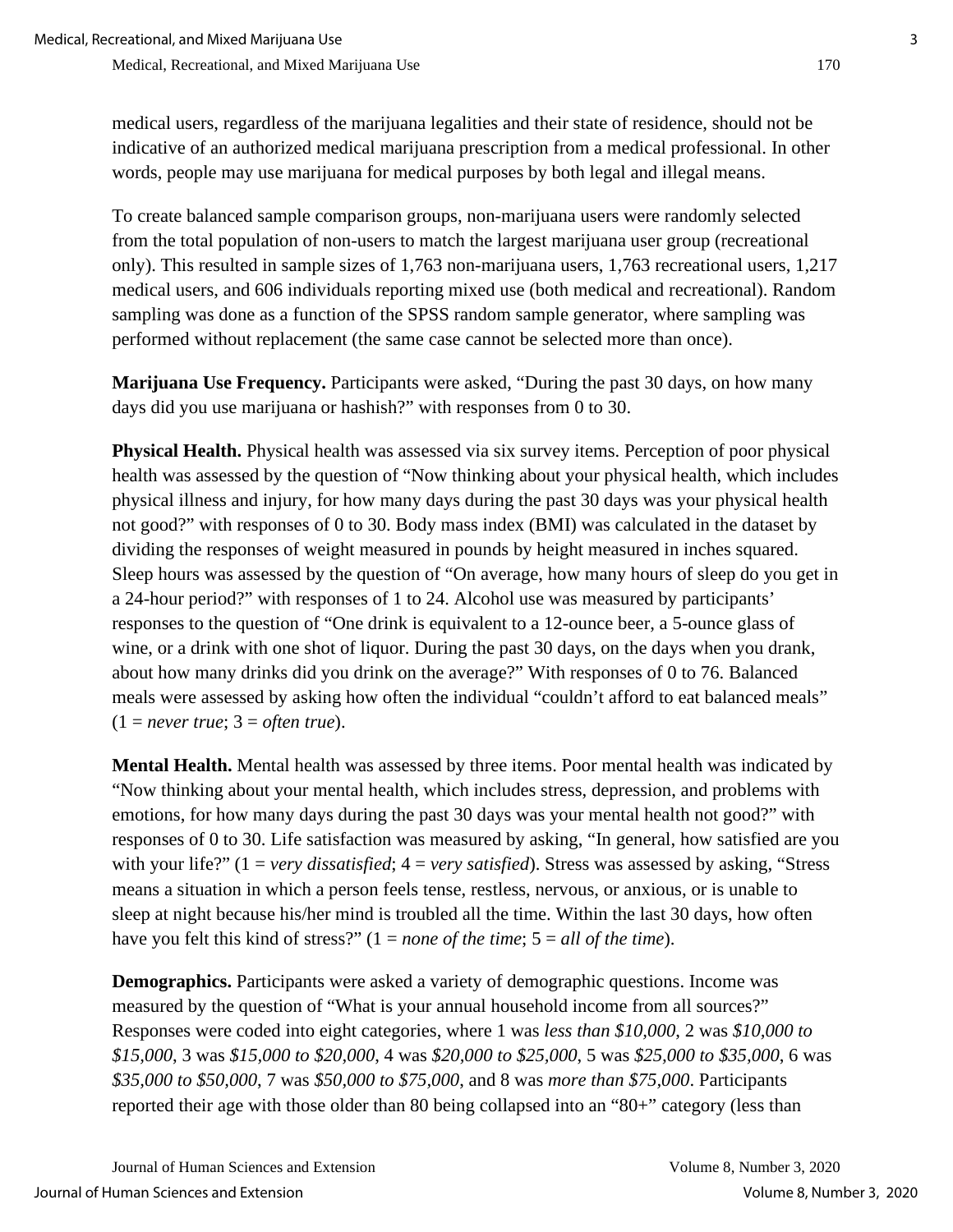medical users, regardless of the marijuana legalities and their state of residence, should not be indicative of an authorized medical marijuana prescription from a medical professional. In other words, people may use marijuana for medical purposes by both legal and illegal means.

To create balanced sample comparison groups, non-marijuana users were randomly selected from the total population of non-users to match the largest marijuana user group (recreational only). This resulted in sample sizes of 1,763 non-marijuana users, 1,763 recreational users, 1,217 medical users, and 606 individuals reporting mixed use (both medical and recreational). Random sampling was done as a function of the SPSS random sample generator, where sampling was performed without replacement (the same case cannot be selected more than once).

**Marijuana Use Frequency.** Participants were asked, "During the past 30 days, on how many days did you use marijuana or hashish?" with responses from 0 to 30.

**Physical Health.** Physical health was assessed via six survey items. Perception of poor physical health was assessed by the question of "Now thinking about your physical health, which includes physical illness and injury, for how many days during the past 30 days was your physical health not good?" with responses of 0 to 30. Body mass index (BMI) was calculated in the dataset by dividing the responses of weight measured in pounds by height measured in inches squared. Sleep hours was assessed by the question of "On average, how many hours of sleep do you get in a 24-hour period?" with responses of 1 to 24. Alcohol use was measured by participants' responses to the question of "One drink is equivalent to a 12-ounce beer, a 5-ounce glass of wine, or a drink with one shot of liquor. During the past 30 days, on the days when you drank, about how many drinks did you drink on the average?" With responses of 0 to 76. Balanced meals were assessed by asking how often the individual "couldn't afford to eat balanced meals" (1 = *never true*; 3 = *often true*).

**Mental Health.** Mental health was assessed by three items. Poor mental health was indicated by "Now thinking about your mental health, which includes stress, depression, and problems with emotions, for how many days during the past 30 days was your mental health not good?" with responses of 0 to 30. Life satisfaction was measured by asking, "In general, how satisfied are you with your life?" (1 = *very dissatisfied*; 4 = *very satisfied*). Stress was assessed by asking, "Stress means a situation in which a person feels tense, restless, nervous, or anxious, or is unable to sleep at night because his/her mind is troubled all the time. Within the last 30 days, how often have you felt this kind of stress?" (1 = *none of the time*; 5 = *all of the time*).

**Demographics.** Participants were asked a variety of demographic questions. Income was measured by the question of "What is your annual household income from all sources?" Responses were coded into eight categories, where 1 was *less than $10,000*, 2 was *$10,000 to $15,000*, 3 was *$15,000 to $20,000*, 4 was *$20,000 to $25,000*, 5 was *$25,000 to $35,000*, 6 was *$35,000 to $50,000*, 7 was *$50,000 to $75,000*, and 8 was *more than $75,000*. Participants reported their age with those older than 80 being collapsed into an "80+" category (less than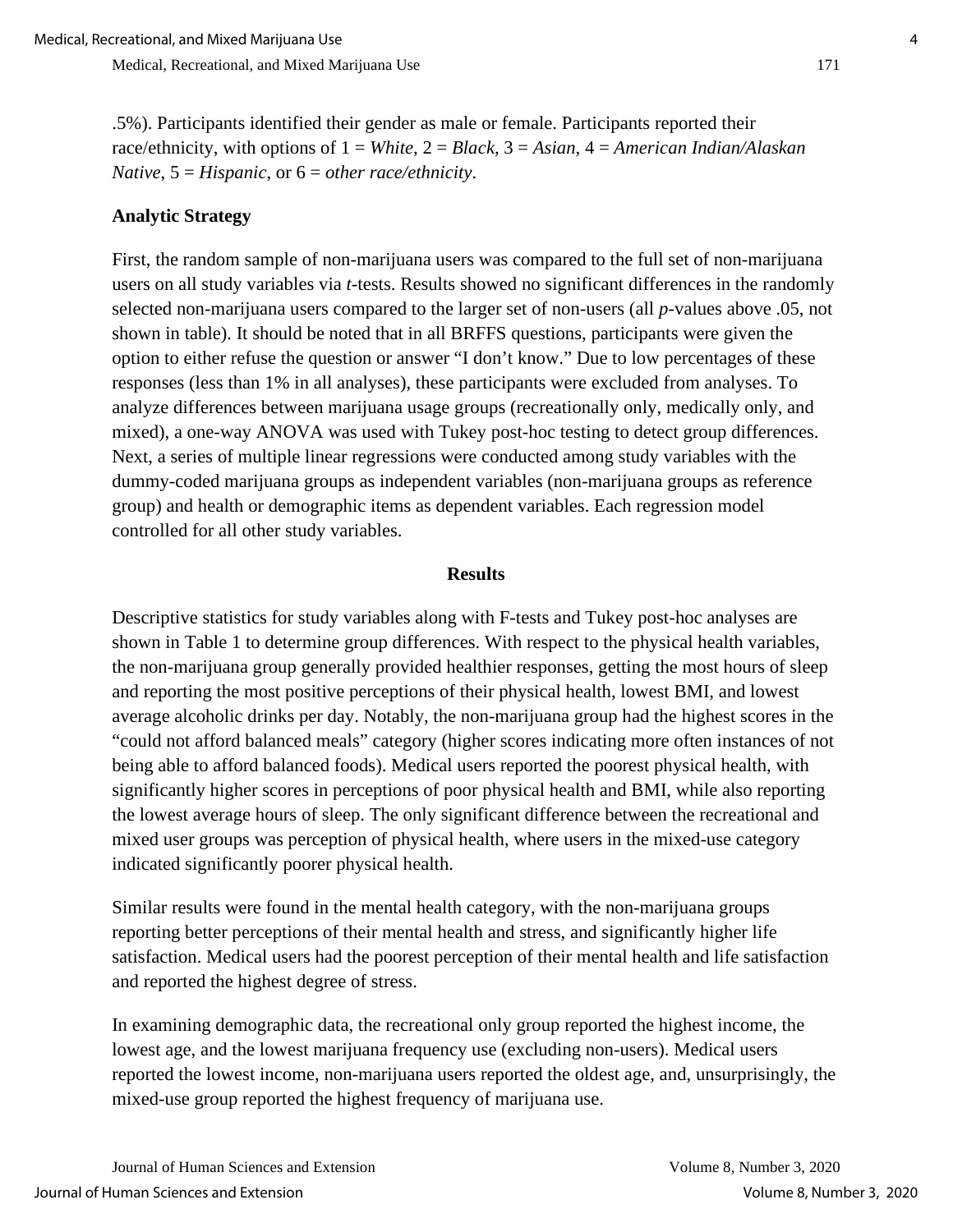.5%). Participants identified their gender as male or female. Participants reported their race/ethnicity, with options of 1 = *White*, 2 = *Black*, 3 = *Asian*, 4 = *American Indian/Alaskan Native*, 5 = *Hispanic*, or 6 = *other race/ethnicity*.

### Analytic Strategy

First, the random sample of non-marijuana users was compared to the full set of non-marijuana users on all study variables via *t*-tests. Results showed no significant differences in the randomly selected non-marijuana users compared to the larger set of non-users (all *p*-values above .05, not shown in table). It should be noted that in all BRFFS questions, participants were given the option to either refuse the question or answer "I don't know." Due to low percentages of these responses (less than 1% in all analyses), these participants were excluded from analyses. To analyze differences between marijuana usage groups (recreationally only, medically only, and mixed), a one-way ANOVA was used with Tukey post-hoc testing to detect group differences. Next, a series of multiple linear regressions were conducted among study variables with the dummy-coded marijuana groups as independent variables (non-marijuana groups as reference group) and health or demographic items as dependent variables. Each regression model controlled for all other study variables.

## Results

Descriptive statistics for study variables along with F-tests and Tukey post-hoc analyses are shown in Table 1 to determine group differences. With respect to the physical health variables, the non-marijuana group generally provided healthier responses, getting the most hours of sleep and reporting the most positive perceptions of their physical health, lowest BMI, and lowest average alcoholic drinks per day. Notably, the non-marijuana group had the highest scores in the "could not afford balanced meals" category (higher scores indicating more often instances of not being able to afford balanced foods). Medical users reported the poorest physical health, with significantly higher scores in perceptions of poor physical health and BMI, while also reporting the lowest average hours of sleep. The only significant difference between the recreational and mixed user groups was perception of physical health, where users in the mixed-use category indicated significantly poorer physical health.

Similar results were found in the mental health category, with the non-marijuana groups reporting better perceptions of their mental health and stress, and significantly higher life satisfaction. Medical users had the poorest perception of their mental health and life satisfaction and reported the highest degree of stress.

In examining demographic data, the recreational only group reported the highest income, the lowest age, and the lowest marijuana frequency use (excluding non-users). Medical users reported the lowest income, non-marijuana users reported the oldest age, and, unsurprisingly, the mixed-use group reported the highest frequency of marijuana use.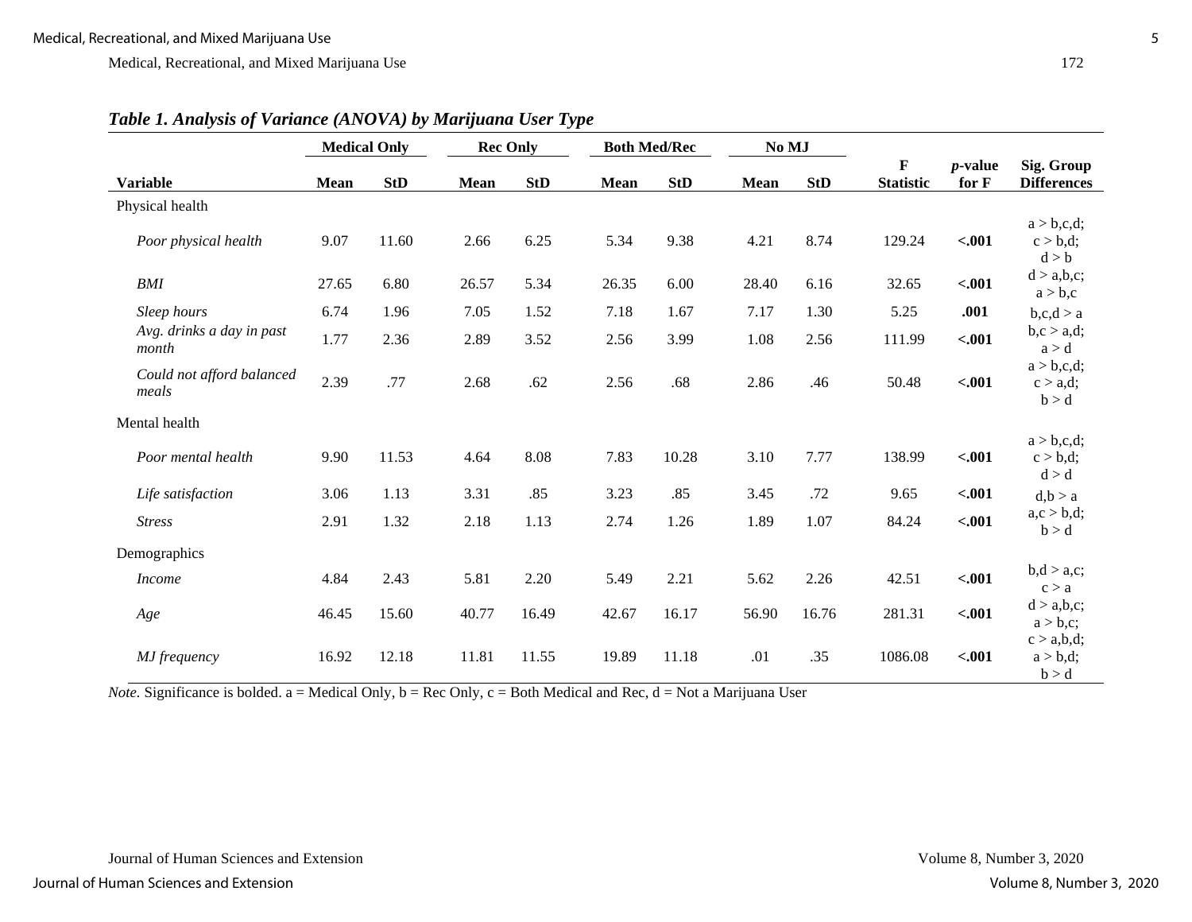***Table 1. Analysis of Variance (ANOVA) by Marijuana User Type***

| | Medical Only | | Rec Only | | Both Med/Rec | | No MJ | | | | |
|---|---|---|---|---|---|---|---|---|---|---|---|
| **Variable** | **Mean** | **StD** | **Mean** | **StD** | **Mean** | **StD** | **Mean** | **StD** | **F Statistic** | ***p*-value for F** | **Sig. Group Differences** |
| Physical health | | | | | | | | | | | |
| *Poor physical health* | 9.07 | 11.60 | 2.66 | 6.25 | 5.34 | 9.38 | 4.21 | 8.74 | 129.24 | **<.001** | a > b,c,d; c > b,d; d > b |
| *BMI* | 27.65 | 6.80 | 26.57 | 5.34 | 26.35 | 6.00 | 28.40 | 6.16 | 32.65 | **<.001** | d > a,b,c; a > b,c |
| *Sleep hours* | 6.74 | 1.96 | 7.05 | 1.52 | 7.18 | 1.67 | 7.17 | 1.30 | 5.25 | **.001** | b,c,d > a |
| *Avg. drinks a day in past month* | 1.77 | 2.36 | 2.89 | 3.52 | 2.56 | 3.99 | 1.08 | 2.56 | 111.99 | **<.001** | b,c > a,d; a > d |
| *Could not afford balanced meals* | 2.39 | .77 | 2.68 | .62 | 2.56 | .68 | 2.86 | .46 | 50.48 | **<.001** | a > b,c,d; c > a,d; b > d |
| Mental health | | | | | | | | | | | |
| *Poor mental health* | 9.90 | 11.53 | 4.64 | 8.08 | 7.83 | 10.28 | 3.10 | 7.77 | 138.99 | **<.001** | a > b,c,d; c > b,d; d > d |
| *Life satisfaction* | 3.06 | 1.13 | 3.31 | .85 | 3.23 | .85 | 3.45 | .72 | 9.65 | **<.001** | d,b > a |
| *Stress* | 2.91 | 1.32 | 2.18 | 1.13 | 2.74 | 1.26 | 1.89 | 1.07 | 84.24 | **<.001** | a,c > b,d; b > d |
| Demographics | | | | | | | | | | | |
| *Income* | 4.84 | 2.43 | 5.81 | 2.20 | 5.49 | 2.21 | 5.62 | 2.26 | 42.51 | **<.001** | b,d > a,c; c > a |
| *Age* | 46.45 | 15.60 | 40.77 | 16.49 | 42.67 | 16.17 | 56.90 | 16.76 | 281.31 | **<.001** | d > a,b,c; a > b,c; |
| *MJ frequency* | 16.92 | 12.18 | 11.81 | 11.55 | 19.89 | 11.18 | .01 | .35 | 1086.08 | **<.001** | c > a,b,d; a > b,d; b > d |

*Note.* Significance is bolded. a = Medical Only, b = Rec Only, c = Both Medical and Rec, d = Not a Marijuana User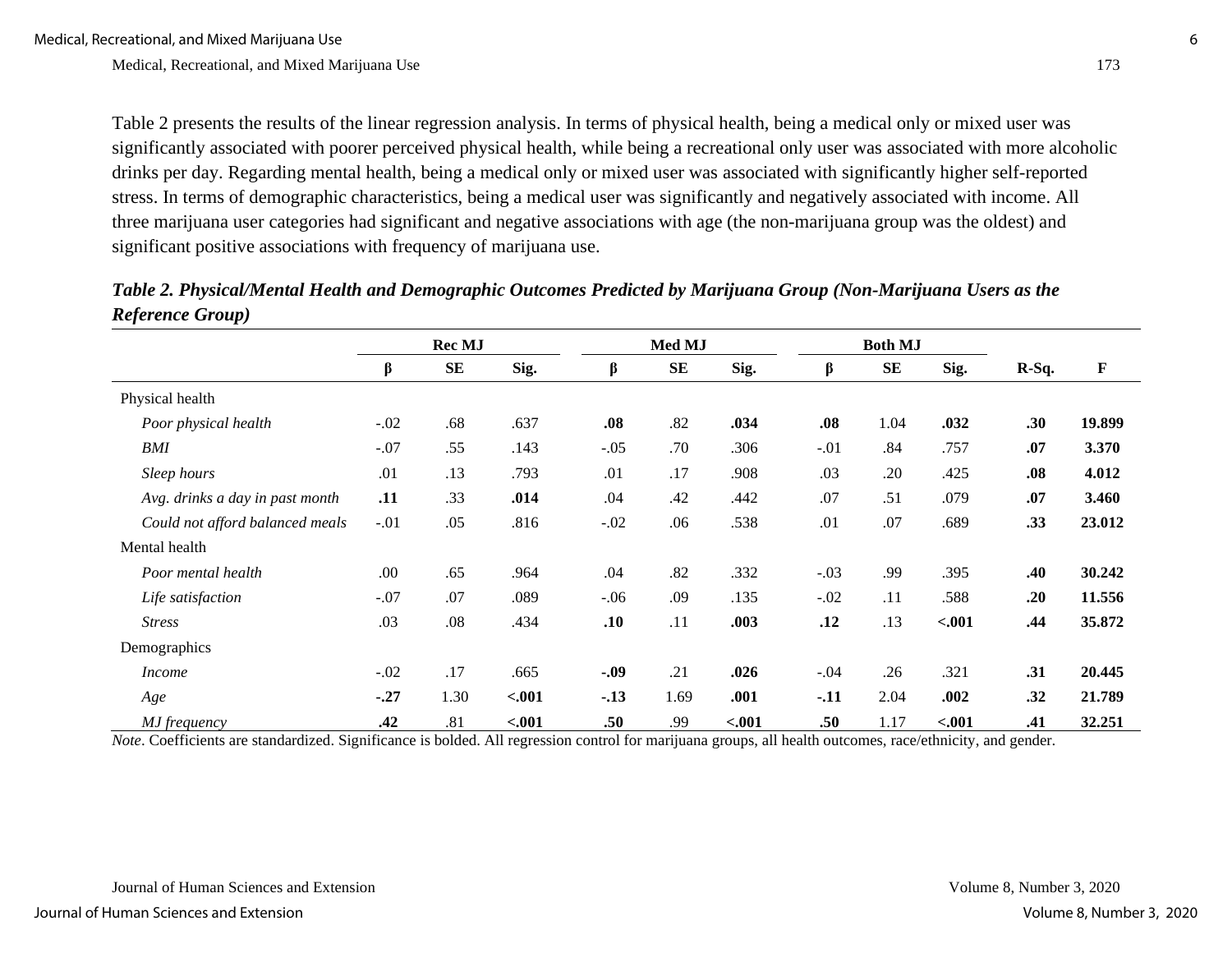Table 2 presents the results of the linear regression analysis. In terms of physical health, being a medical only or mixed user was significantly associated with poorer perceived physical health, while being a recreational only user was associated with more alcoholic drinks per day. Regarding mental health, being a medical only or mixed user was associated with significantly higher self-reported stress. In terms of demographic characteristics, being a medical user was significantly and negatively associated with income. All three marijuana user categories had significant and negative associations with age (the non-marijuana group was the oldest) and significant positive associations with frequency of marijuana use.

***Table 2. Physical/Mental Health and Demographic Outcomes Predicted by Marijuana Group (Non-Marijuana Users as the Reference Group)***

| | Rec MJ | | | Med MJ | | | Both MJ | | | | |
|---|---|---|---|---|---|---|---|---|---|---|---|
| | β | SE | Sig. | β | SE | Sig. | β | SE | Sig. | R-Sq. | F |
| Physical health | | | | | | | | | | | |
| *Poor physical health* | -.02 | .68 | .637 | **.08** | .82 | **.034** | **.08** | 1.04 | **.032** | **.30** | **19.899** |
| *BMI* | -.07 | .55 | .143 | -.05 | .70 | .306 | -.01 | .84 | .757 | **.07** | **3.370** |
| *Sleep hours* | .01 | .13 | .793 | .01 | .17 | .908 | .03 | .20 | .425 | **.08** | **4.012** |
| *Avg. drinks a day in past month* | **.11** | .33 | **.014** | .04 | .42 | .442 | .07 | .51 | .079 | **.07** | **3.460** |
| *Could not afford balanced meals* | -.01 | .05 | .816 | -.02 | .06 | .538 | .01 | .07 | .689 | **.33** | **23.012** |
| Mental health | | | | | | | | | | | |
| *Poor mental health* | .00 | .65 | .964 | .04 | .82 | .332 | -.03 | .99 | .395 | **.40** | **30.242** |
| *Life satisfaction* | -.07 | .07 | .089 | -.06 | .09 | .135 | -.02 | .11 | .588 | **.20** | **11.556** |
| *Stress* | .03 | .08 | .434 | **.10** | .11 | **.003** | **.12** | .13 | **<.001** | **.44** | **35.872** |
| Demographics | | | | | | | | | | | |
| *Income* | -.02 | .17 | .665 | **-.09** | .21 | **.026** | -.04 | .26 | .321 | **.31** | **20.445** |
| *Age* | **-.27** | 1.30 | **<.001** | **-.13** | 1.69 | **.001** | **-.11** | 2.04 | **.002** | **.32** | **21.789** |
| *MJ frequency* | **.42** | .81 | **<.001** | **.50** | .99 | **<.001** | **.50** | 1.17 | **<.001** | **.41** | **32.251** |

*Note*. Coefficients are standardized. Significance is bolded. All regression control for marijuana groups, all health outcomes, race/ethnicity, and gender.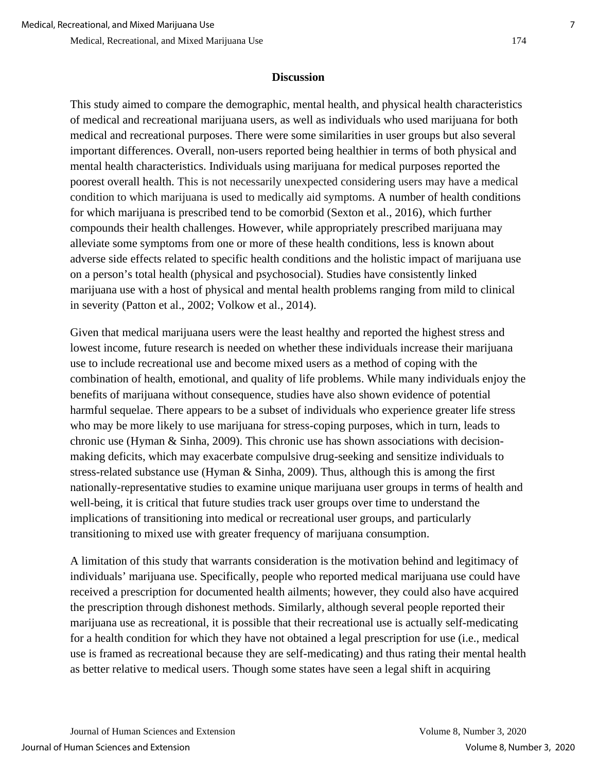## Discussion

This study aimed to compare the demographic, mental health, and physical health characteristics of medical and recreational marijuana users, as well as individuals who used marijuana for both medical and recreational purposes. There were some similarities in user groups but also several important differences. Overall, non-users reported being healthier in terms of both physical and mental health characteristics. Individuals using marijuana for medical purposes reported the poorest overall health. This is not necessarily unexpected considering users may have a medical condition to which marijuana is used to medically aid symptoms. A number of health conditions for which marijuana is prescribed tend to be comorbid (Sexton et al., 2016), which further compounds their health challenges. However, while appropriately prescribed marijuana may alleviate some symptoms from one or more of these health conditions, less is known about adverse side effects related to specific health conditions and the holistic impact of marijuana use on a person's total health (physical and psychosocial). Studies have consistently linked marijuana use with a host of physical and mental health problems ranging from mild to clinical in severity (Patton et al., 2002; Volkow et al., 2014).

Given that medical marijuana users were the least healthy and reported the highest stress and lowest income, future research is needed on whether these individuals increase their marijuana use to include recreational use and become mixed users as a method of coping with the combination of health, emotional, and quality of life problems. While many individuals enjoy the benefits of marijuana without consequence, studies have also shown evidence of potential harmful sequelae. There appears to be a subset of individuals who experience greater life stress who may be more likely to use marijuana for stress-coping purposes, which in turn, leads to chronic use (Hyman & Sinha, 2009). This chronic use has shown associations with decision-making deficits, which may exacerbate compulsive drug-seeking and sensitize individuals to stress-related substance use (Hyman & Sinha, 2009). Thus, although this is among the first nationally-representative studies to examine unique marijuana user groups in terms of health and well-being, it is critical that future studies track user groups over time to understand the implications of transitioning into medical or recreational user groups, and particularly transitioning to mixed use with greater frequency of marijuana consumption.

A limitation of this study that warrants consideration is the motivation behind and legitimacy of individuals' marijuana use. Specifically, people who reported medical marijuana use could have received a prescription for documented health ailments; however, they could also have acquired the prescription through dishonest methods. Similarly, although several people reported their marijuana use as recreational, it is possible that their recreational use is actually self-medicating for a health condition for which they have not obtained a legal prescription for use (i.e., medical use is framed as recreational because they are self-medicating) and thus rating their mental health as better relative to medical users. Though some states have seen a legal shift in acquiring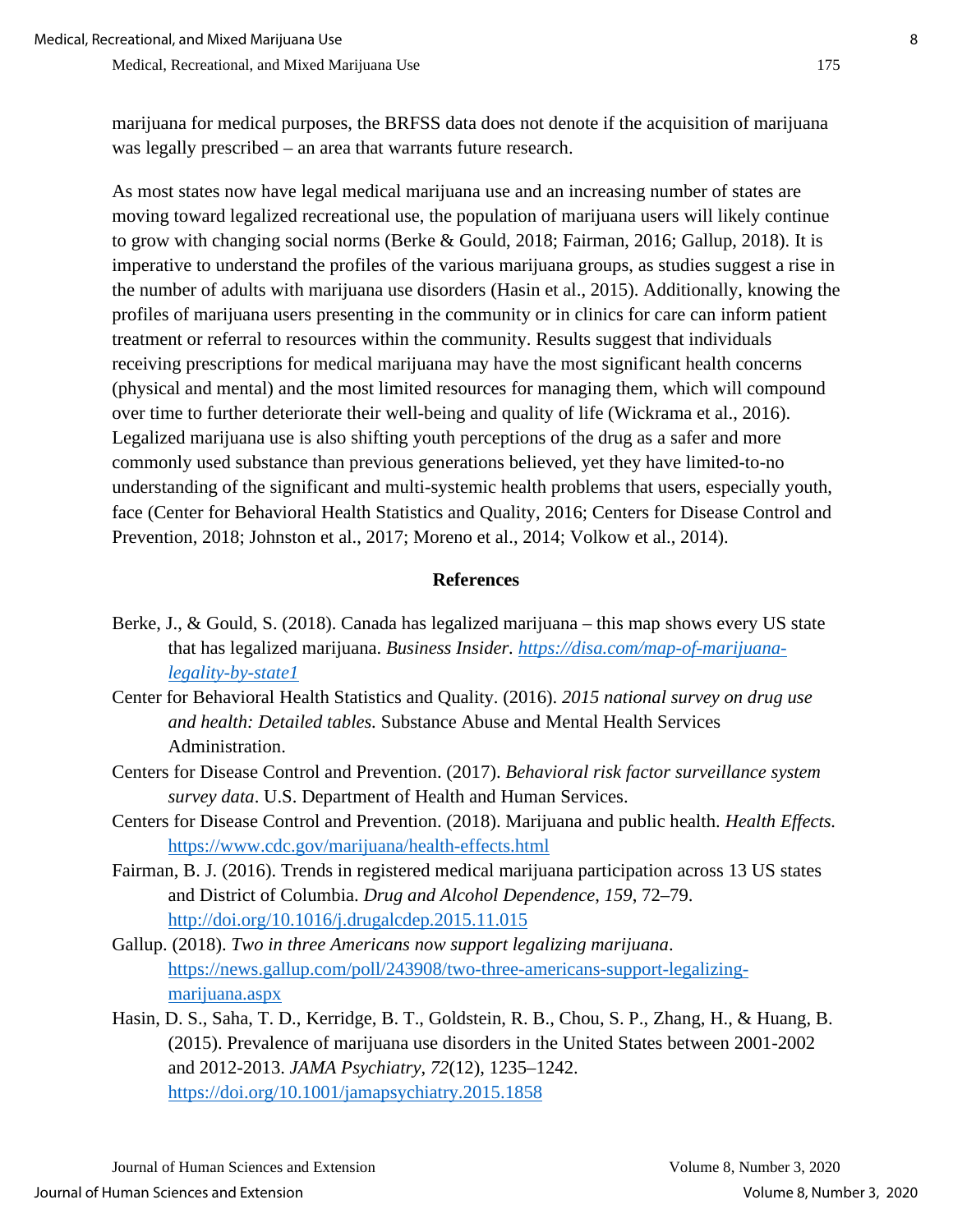marijuana for medical purposes, the BRFSS data does not denote if the acquisition of marijuana was legally prescribed – an area that warrants future research.

As most states now have legal medical marijuana use and an increasing number of states are moving toward legalized recreational use, the population of marijuana users will likely continue to grow with changing social norms (Berke & Gould, 2018; Fairman, 2016; Gallup, 2018). It is imperative to understand the profiles of the various marijuana groups, as studies suggest a rise in the number of adults with marijuana use disorders (Hasin et al., 2015). Additionally, knowing the profiles of marijuana users presenting in the community or in clinics for care can inform patient treatment or referral to resources within the community. Results suggest that individuals receiving prescriptions for medical marijuana may have the most significant health concerns (physical and mental) and the most limited resources for managing them, which will compound over time to further deteriorate their well-being and quality of life (Wickrama et al., 2016). Legalized marijuana use is also shifting youth perceptions of the drug as a safer and more commonly used substance than previous generations believed, yet they have limited-to-no understanding of the significant and multi-systemic health problems that users, especially youth, face (Center for Behavioral Health Statistics and Quality, 2016; Centers for Disease Control and Prevention, 2018; Johnston et al., 2017; Moreno et al., 2014; Volkow et al., 2014).

## References

Berke, J., & Gould, S. (2018). Canada has legalized marijuana – this map shows every US state that has legalized marijuana. *Business Insider*. https://disa.com/map-of-marijuana-legality-by-state1

Center for Behavioral Health Statistics and Quality. (2016). *2015 national survey on drug use and health: Detailed tables.* Substance Abuse and Mental Health Services Administration.

Centers for Disease Control and Prevention. (2017). *Behavioral risk factor surveillance system survey data*. U.S. Department of Health and Human Services.

Centers for Disease Control and Prevention. (2018). Marijuana and public health. *Health Effects.* https://www.cdc.gov/marijuana/health-effects.html

Fairman, B. J. (2016). Trends in registered medical marijuana participation across 13 US states and District of Columbia. *Drug and Alcohol Dependence*, *159*, 72–79. http://doi.org/10.1016/j.drugalcdep.2015.11.015

Gallup. (2018). *Two in three Americans now support legalizing marijuana*. https://news.gallup.com/poll/243908/two-three-americans-support-legalizing-marijuana.aspx

Hasin, D. S., Saha, T. D., Kerridge, B. T., Goldstein, R. B., Chou, S. P., Zhang, H., & Huang, B. (2015). Prevalence of marijuana use disorders in the United States between 2001-2002 and 2012-2013. *JAMA Psychiatry*, *72*(12), 1235–1242. https://doi.org/10.1001/jamapsychiatry.2015.1858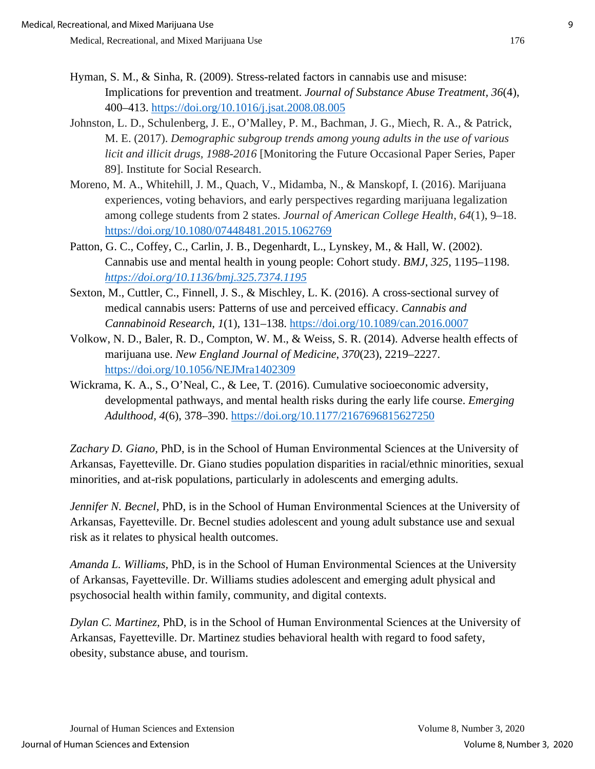Hyman, S. M., & Sinha, R. (2009). Stress-related factors in cannabis use and misuse: Implications for prevention and treatment. *Journal of Substance Abuse Treatment*, *36*(4), 400–413. https://doi.org/10.1016/j.jsat.2008.08.005

Johnston, L. D., Schulenberg, J. E., O'Malley, P. M., Bachman, J. G., Miech, R. A., & Patrick, M. E. (2017). *Demographic subgroup trends among young adults in the use of various licit and illicit drugs, 1988-2016* [Monitoring the Future Occasional Paper Series, Paper 89]. Institute for Social Research.

Moreno, M. A., Whitehill, J. M., Quach, V., Midamba, N., & Manskopf, I. (2016). Marijuana experiences, voting behaviors, and early perspectives regarding marijuana legalization among college students from 2 states. *Journal of American College Health*, *64*(1), 9–18. https://doi.org/10.1080/07448481.2015.1062769

Patton, G. C., Coffey, C., Carlin, J. B., Degenhardt, L., Lynskey, M., & Hall, W. (2002). Cannabis use and mental health in young people: Cohort study. *BMJ*, *325*, 1195–1198. *https://doi.org/10.1136/bmj.325.7374.1195*

Sexton, M., Cuttler, C., Finnell, J. S., & Mischley, L. K. (2016). A cross-sectional survey of medical cannabis users: Patterns of use and perceived efficacy. *Cannabis and Cannabinoid Research*, *1*(1), 131–138. https://doi.org/10.1089/can.2016.0007

Volkow, N. D., Baler, R. D., Compton, W. M., & Weiss, S. R. (2014). Adverse health effects of marijuana use. *New England Journal of Medicine*, *370*(23), 2219–2227. https://doi.org/10.1056/NEJMra1402309

Wickrama, K. A., S., O'Neal, C., & Lee, T. (2016). Cumulative socioeconomic adversity, developmental pathways, and mental health risks during the early life course. *Emerging Adulthood*, *4*(6), 378–390. https://doi.org/10.1177/2167696815627250

*Zachary D. Giano,* PhD, is in the School of Human Environmental Sciences at the University of Arkansas, Fayetteville. Dr. Giano studies population disparities in racial/ethnic minorities, sexual minorities, and at-risk populations, particularly in adolescents and emerging adults.

*Jennifer N. Becnel,* PhD, is in the School of Human Environmental Sciences at the University of Arkansas, Fayetteville. Dr. Becnel studies adolescent and young adult substance use and sexual risk as it relates to physical health outcomes.

*Amanda L. Williams,* PhD, is in the School of Human Environmental Sciences at the University of Arkansas, Fayetteville. Dr. Williams studies adolescent and emerging adult physical and psychosocial health within family, community, and digital contexts.

*Dylan C. Martinez,* PhD, is in the School of Human Environmental Sciences at the University of Arkansas, Fayetteville. Dr. Martinez studies behavioral health with regard to food safety, obesity, substance abuse, and tourism.